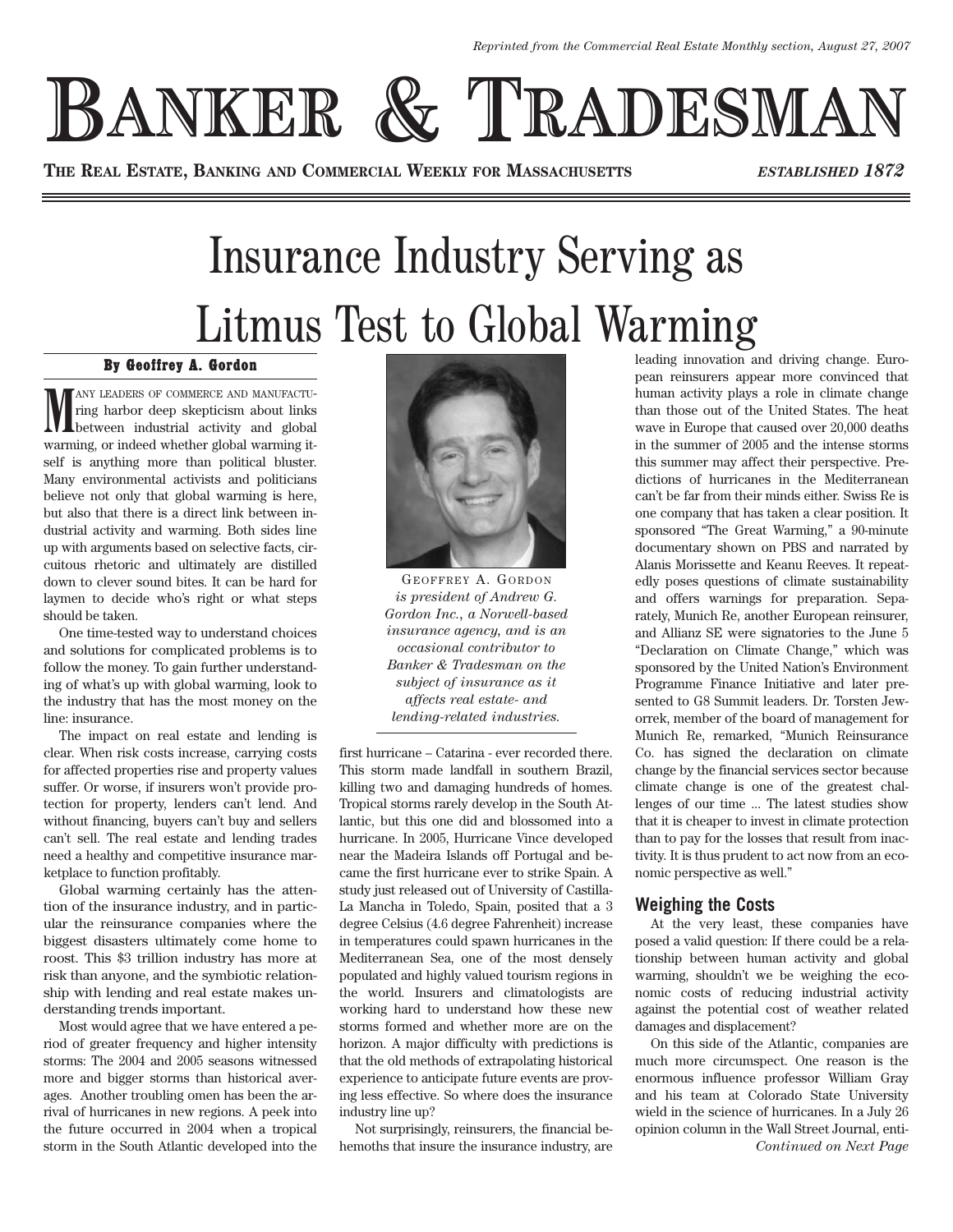Reprinted from the Commercial Real Estate Monthly section, August 27, 2007

# Banker & Tradesman

**The Real Estate, Banking and Commercial Weekly for Massachusetts** *Established 1872*

# Insurance Industry Serving as Litmus Test to Global Warming

**By Geoffrey A. Gordon**

Many leaders of commerce and manufacturing harbor deep skepticism about links between industrial activity and global warming, or indeed whether global warming itself is anything more than political bluster. Many environmental activists and politicians believe not only that global warming is here, but also that there is a direct link between industrial activity and warming. Both sides line up with arguments based on selective facts, circuitous rhetoric and ultimately are distilled down to clever sound bites. It can be hard for laymen to decide who's right or what steps should be taken.

One time-tested way to understand choices and solutions for complicated problems is to follow the money. To gain further understanding of what's up with global warming, look to the industry that has the most money on the line: insurance.

The impact on real estate and lending is clear. When risk costs increase, carrying costs for affected properties rise and property values suffer. Or worse, if insurers won't provide protection for property, lenders can't lend. And without financing, buyers can't buy and sellers can't sell. The real estate and lending trades need a healthy and competitive insurance marketplace to function profitably.

Global warming certainly has the attention of the insurance industry, and in particular the reinsurance companies where the biggest disasters ultimately come home to roost. This $3 trillion industry has more at risk than anyone, and the symbiotic relationship with lending and real estate makes understanding trends important.

Most would agree that we have entered a period of greater frequency and higher intensity storms: The 2004 and 2005 seasons witnessed more and bigger storms than historical averages. Another troubling omen has been the arrival of hurricanes in new regions. A peek into the future occurred in 2004 when a tropical storm in the South Atlantic developed into the first hurricane – Catarina - ever recorded there. This storm made landfall in southern Brazil, killing two and damaging hundreds of homes. Tropical storms rarely develop in the South Atlantic, but this one did and blossomed into a hurricane. In 2005, Hurricane Vince developed near the Madeira Islands off Portugal and became the first hurricane ever to strike Spain. A study just released out of University of Castilla-La Mancha in Toledo, Spain, posited that a 3 degree Celsius (4.6 degree Fahrenheit) increase in temperatures could spawn hurricanes in the Mediterranean Sea, one of the most densely populated and highly valued tourism regions in the world. Insurers and climatologists are working hard to understand how these new storms formed and whether more are on the horizon. A major difficulty with predictions is that the old methods of extrapolating historical experience to anticipate future events are proving less effective. So where does the insurance industry line up?

Geoffrey A. Gordon *is president of Andrew G. Gordon Inc., a Norwell-based insurance agency, and is an occasional contributor to Banker & Tradesman on the subject of insurance as it affects real estate- and lending-related industries.*

Not surprisingly, reinsurers, the financial behemoths that insure the insurance industry, are leading innovation and driving change. European reinsurers appear more convinced that human activity plays a role in climate change than those out of the United States. The heat wave in Europe that caused over 20,000 deaths in the summer of 2005 and the intense storms this summer may affect their perspective. Predictions of hurricanes in the Mediterranean can't be far from their minds either. Swiss Re is one company that has taken a clear position. It sponsored "The Great Warming," a 90-minute documentary shown on PBS and narrated by Alanis Morissette and Keanu Reeves. It repeatedly poses questions of climate sustainability and offers warnings for preparation. Separately, Munich Re, another European reinsurer, and Allianz SE were signatories to the June 5 "Declaration on Climate Change," which was sponsored by the United Nation's Environment Programme Finance Initiative and later presented to G8 Summit leaders. Dr. Torsten Jeworrek, member of the board of management for Munich Re, remarked, "Munich Reinsurance Co. has signed the declaration on climate change by the financial services sector because climate change is one of the greatest challenges of our time ... The latest studies show that it is cheaper to invest in climate protection than to pay for the losses that result from inactivity. It is thus prudent to act now from an economic perspective as well."

## Weighing the Costs

At the very least, these companies have posed a valid question: If there could be a relationship between human activity and global warming, shouldn't we be weighing the economic costs of reducing industrial activity against the potential cost of weather related damages and displacement?

On this side of the Atlantic, companies are much more circumspect. One reason is the enormous influence professor William Gray and his team at Colorado State University wield in the science of hurricanes. In a July 26 opinion column in the Wall Street Journal, enti-

*Continued on Next Page*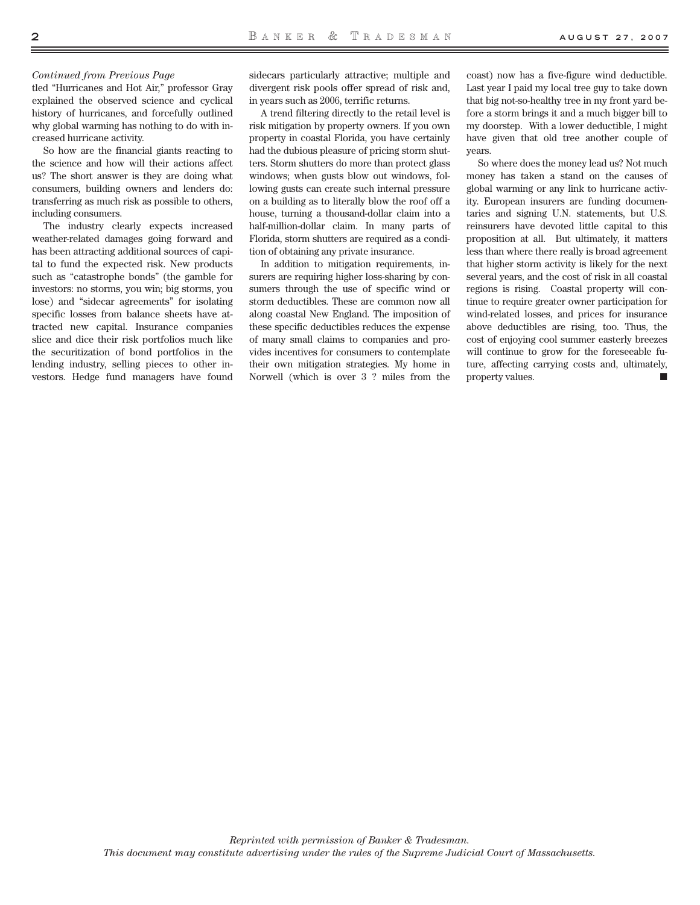*Continued from Previous Page*

tled "Hurricanes and Hot Air," professor Gray explained the observed science and cyclical history of hurricanes, and forcefully outlined why global warming has nothing to do with increased hurricane activity.

So how are the financial giants reacting to the science and how will their actions affect us? The short answer is they are doing what consumers, building owners and lenders do: transferring as much risk as possible to others, including consumers.

The industry clearly expects increased weather-related damages going forward and has been attracting additional sources of capital to fund the expected risk. New products such as "catastrophe bonds" (the gamble for investors: no storms, you win; big storms, you lose) and "sidecar agreements" for isolating specific losses from balance sheets have attracted new capital. Insurance companies slice and dice their risk portfolios much like the securitization of bond portfolios in the lending industry, selling pieces to other investors. Hedge fund managers have found sidecars particularly attractive; multiple and divergent risk pools offer spread of risk and, in years such as 2006, terrific returns.

A trend filtering directly to the retail level is risk mitigation by property owners. If you own property in coastal Florida, you have certainly had the dubious pleasure of pricing storm shutters. Storm shutters do more than protect glass windows; when gusts blow out windows, following gusts can create such internal pressure on a building as to literally blow the roof off a house, turning a thousand-dollar claim into a half-million-dollar claim. In many parts of Florida, storm shutters are required as a condition of obtaining any private insurance.

In addition to mitigation requirements, insurers are requiring higher loss-sharing by consumers through the use of specific wind or storm deductibles. These are common now all along coastal New England. The imposition of these specific deductibles reduces the expense of many small claims to companies and provides incentives for consumers to contemplate their own mitigation strategies. My home in Norwell (which is over 3 ? miles from the coast) now has a five-figure wind deductible. Last year I paid my local tree guy to take down that big not-so-healthy tree in my front yard before a storm brings it and a much bigger bill to my doorstep. With a lower deductible, I might have given that old tree another couple of years.

So where does the money lead us? Not much money has taken a stand on the causes of global warming or any link to hurricane activity. European insurers are funding documentaries and signing U.N. statements, but U.S. reinsurers have devoted little capital to this proposition at all. But ultimately, it matters less than where there really is broad agreement that higher storm activity is likely for the next several years, and the cost of risk in all coastal regions is rising. Coastal property will continue to require greater owner participation for wind-related losses, and prices for insurance above deductibles are rising, too. Thus, the cost of enjoying cool summer easterly breezes will continue to grow for the foreseeable future, affecting carrying costs and, ultimately, property values. ■

*Reprinted with permission of Banker & Tradesman.*
*This document may constitute advertising under the rules of the Supreme Judicial Court of Massachusetts.*